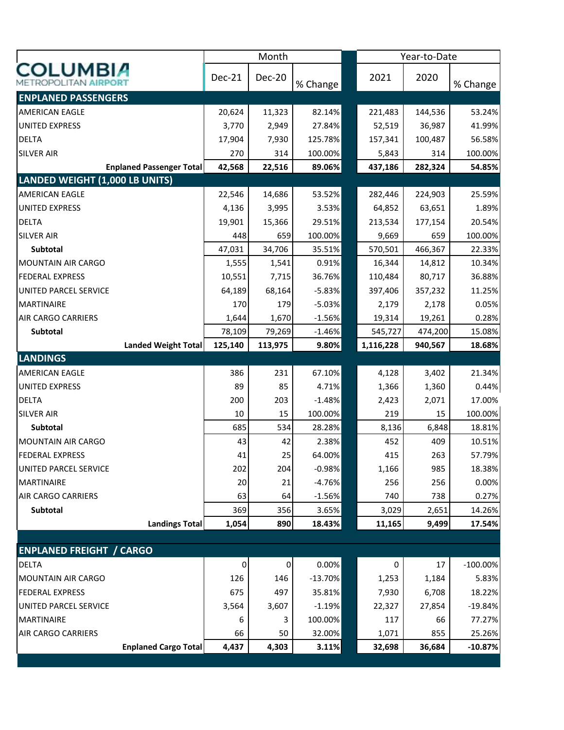# COLUMBIA METROPOLITAN AIRPORT

| | Month | | | Year-to-Date | | |
|---|---|---|---|---|---|---|
| | Dec-21 | Dec-20 | % Change | 2021 | 2020 | % Change |
| **ENPLANED PASSENGERS** | | | | | | |
| AMERICAN EAGLE | 20,624 | 11,323 | 82.14% | 221,483 | 144,536 | 53.24% |
| UNITED EXPRESS | 3,770 | 2,949 | 27.84% | 52,519 | 36,987 | 41.99% |
| DELTA | 17,904 | 7,930 | 125.78% | 157,341 | 100,487 | 56.58% |
| SILVER AIR | 270 | 314 | 100.00% | 5,843 | 314 | 100.00% |
| **Enplaned Passenger Total** | **42,568** | **22,516** | **89.06%** | **437,186** | **282,324** | **54.85%** |
| **LANDED WEIGHT (1,000 LB UNITS)** | | | | | | |
| AMERICAN EAGLE | 22,546 | 14,686 | 53.52% | 282,446 | 224,903 | 25.59% |
| UNITED EXPRESS | 4,136 | 3,995 | 3.53% | 64,852 | 63,651 | 1.89% |
| DELTA | 19,901 | 15,366 | 29.51% | 213,534 | 177,154 | 20.54% |
| SILVER AIR | 448 | 659 | 100.00% | 9,669 | 659 | 100.00% |
| **Subtotal** | 47,031 | 34,706 | 35.51% | 570,501 | 466,367 | 22.33% |
| MOUNTAIN AIR CARGO | 1,555 | 1,541 | 0.91% | 16,344 | 14,812 | 10.34% |
| FEDERAL EXPRESS | 10,551 | 7,715 | 36.76% | 110,484 | 80,717 | 36.88% |
| UNITED PARCEL SERVICE | 64,189 | 68,164 | -5.83% | 397,406 | 357,232 | 11.25% |
| MARTINAIRE | 170 | 179 | -5.03% | 2,179 | 2,178 | 0.05% |
| AIR CARGO CARRIERS | 1,644 | 1,670 | -1.56% | 19,314 | 19,261 | 0.28% |
| **Subtotal** | 78,109 | 79,269 | -1.46% | 545,727 | 474,200 | 15.08% |
| **Landed Weight Total** | **125,140** | **113,975** | **9.80%** | **1,116,228** | **940,567** | **18.68%** |
| **LANDINGS** | | | | | | |
| AMERICAN EAGLE | 386 | 231 | 67.10% | 4,128 | 3,402 | 21.34% |
| UNITED EXPRESS | 89 | 85 | 4.71% | 1,366 | 1,360 | 0.44% |
| DELTA | 200 | 203 | -1.48% | 2,423 | 2,071 | 17.00% |
| SILVER AIR | 10 | 15 | 100.00% | 219 | 15 | 100.00% |
| **Subtotal** | 685 | 534 | 28.28% | 8,136 | 6,848 | 18.81% |
| MOUNTAIN AIR CARGO | 43 | 42 | 2.38% | 452 | 409 | 10.51% |
| FEDERAL EXPRESS | 41 | 25 | 64.00% | 415 | 263 | 57.79% |
| UNITED PARCEL SERVICE | 202 | 204 | -0.98% | 1,166 | 985 | 18.38% |
| MARTINAIRE | 20 | 21 | -4.76% | 256 | 256 | 0.00% |
| AIR CARGO CARRIERS | 63 | 64 | -1.56% | 740 | 738 | 0.27% |
| **Subtotal** | 369 | 356 | 3.65% | 3,029 | 2,651 | 14.26% |
| **Landings Total** | **1,054** | **890** | **18.43%** | **11,165** | **9,499** | **17.54%** |
| **ENPLANED FREIGHT / CARGO** | | | | | | |
| DELTA | 0 | 0 | 0.00% | 0 | 17 | -100.00% |
| MOUNTAIN AIR CARGO | 126 | 146 | -13.70% | 1,253 | 1,184 | 5.83% |
| FEDERAL EXPRESS | 675 | 497 | 35.81% | 7,930 | 6,708 | 18.22% |
| UNITED PARCEL SERVICE | 3,564 | 3,607 | -1.19% | 22,327 | 27,854 | -19.84% |
| MARTINAIRE | 6 | 3 | 100.00% | 117 | 66 | 77.27% |
| AIR CARGO CARRIERS | 66 | 50 | 32.00% | 1,071 | 855 | 25.26% |
| **Enplaned Cargo Total** | **4,437** | **4,303** | **3.11%** | **32,698** | **36,684** | **-10.87%** |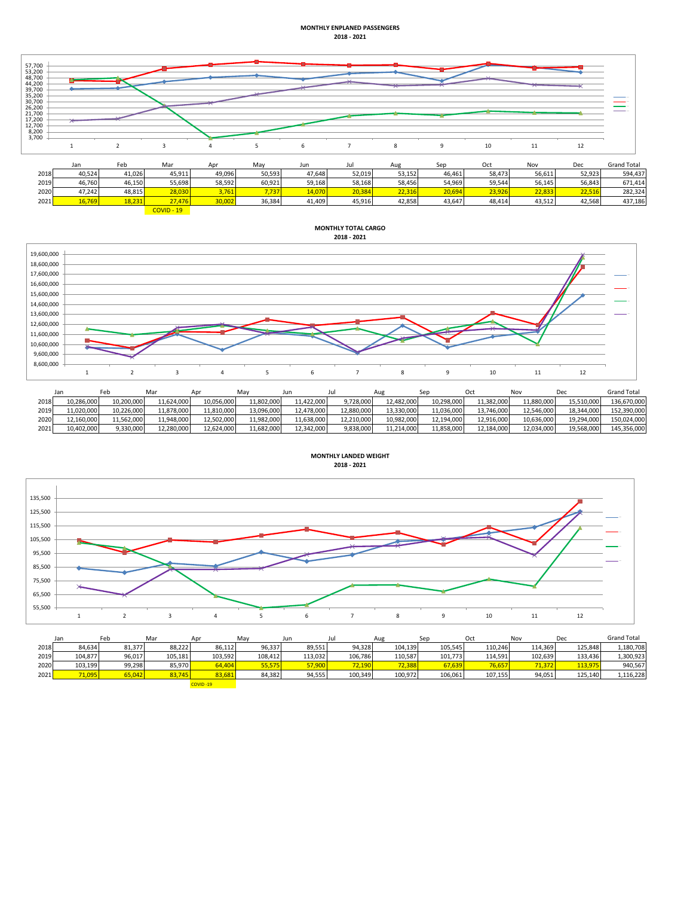**MONTHLY ENPLANED PASSENGERS**
**2018 - 2021**

| | Jan | Feb | Mar | Apr | May | Jun | Jul | Aug | Sep | Oct | Nov | Dec | Grand Total |
|---|---|---|---|---|---|---|---|---|---|---|---|---|---|
| 2018 | 40,524 | 41,026 | 45,911 | 49,096 | 50,593 | 47,648 | 52,019 | 53,152 | 46,461 | 58,473 | 56,611 | 52,923 | 594,437 |
| 2019 | 46,760 | 46,150 | 55,698 | 58,592 | 60,921 | 59,168 | 58,168 | 58,456 | 54,969 | 59,544 | 56,145 | 56,843 | 671,414 |
| 2020 | 47,242 | 48,815 | 28,030 | 3,761 | 7,737 | 14,070 | 20,384 | 22,316 | 20,694 | 23,926 | 22,833 | 22,516 | 282,324 |
| 2021 | 16,769 | 18,231 | 27,476 | 30,002 | 36,384 | 41,409 | 45,916 | 42,858 | 43,647 | 48,414 | 43,512 | 42,568 | 437,186 |
| | | | COVID - 19 | | | | | | | | | | |

**MONTHLY TOTAL CARGO**
**2018 - 2021**

| | Jan | Feb | Mar | Apr | May | Jun | Jul | Aug | Sep | Oct | Nov | Dec | Grand Total |
|---|---|---|---|---|---|---|---|---|---|---|---|---|---|
| 2018 | 10,286,000 | 10,200,000 | 11,624,000 | 10,056,000 | 11,802,000 | 11,422,000 | 9,728,000 | 12,482,000 | 10,298,000 | 11,382,000 | 11,880,000 | 15,510,000 | 136,670,000 |
| 2019 | 11,020,000 | 10,226,000 | 11,878,000 | 11,810,000 | 13,096,000 | 12,478,000 | 12,880,000 | 13,330,000 | 11,036,000 | 13,746,000 | 12,546,000 | 18,344,000 | 152,390,000 |
| 2020 | 12,160,000 | 11,562,000 | 11,948,000 | 12,502,000 | 11,982,000 | 11,638,000 | 12,210,000 | 10,982,000 | 12,194,000 | 12,916,000 | 10,636,000 | 19,294,000 | 150,024,000 |
| 2021 | 10,402,000 | 9,330,000 | 12,280,000 | 12,624,000 | 11,682,000 | 12,342,000 | 9,838,000 | 11,214,000 | 11,858,000 | 12,184,000 | 12,034,000 | 19,568,000 | 145,356,000 |

**MONTHLY LANDED WEIGHT**
**2018 - 2021**

| | Jan | Feb | Mar | Apr | May | Jun | Jul | Aug | Sep | Oct | Nov | Dec | Grand Total |
|---|---|---|---|---|---|---|---|---|---|---|---|---|---|
| 2018 | 84,634 | 81,377 | 88,222 | 86,112 | 96,337 | 89,551 | 94,328 | 104,139 | 105,545 | 110,246 | 114,369 | 125,848 | 1,180,708 |
| 2019 | 104,877 | 96,017 | 105,181 | 103,592 | 108,412 | 113,032 | 106,786 | 110,587 | 101,773 | 114,591 | 102,639 | 133,436 | 1,300,923 |
| 2020 | 103,199 | 99,298 | 85,970 | 64,404 | 55,575 | 57,900 | 72,190 | 72,388 | 67,639 | 76,657 | 71,372 | 113,975 | 940,567 |
| 2021 | 71,095 | 65,042 | 83,745 | 83,681 | 84,382 | 94,555 | 100,349 | 100,972 | 106,061 | 107,155 | 94,051 | 125,140 | 1,116,228 |
| | | | | COVID -19 | | | | | | | | | |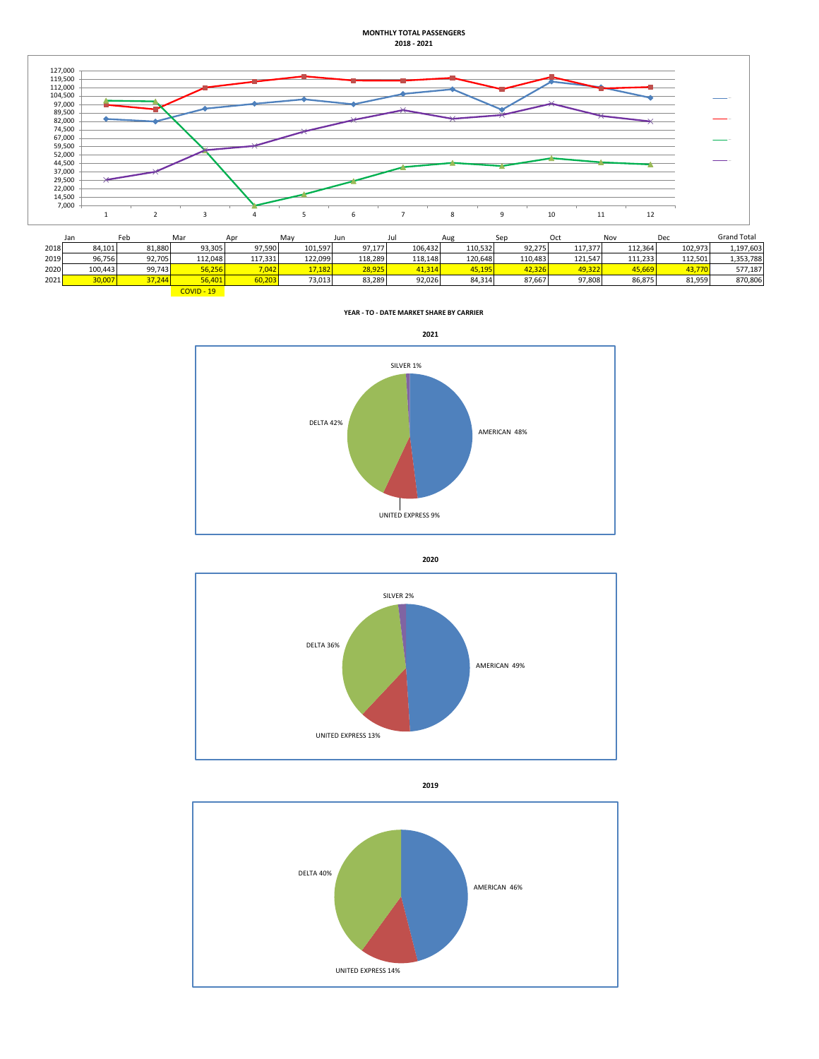**MONTHLY TOTAL PASSENGERS**
**2018 - 2021**

127,000
119,500
112,000
104,500
97,000
89,500
82,000
74,500
67,000
59,500
52,000
44,500
37,000
29,500
22,000
14,500
7,000

1 2 3 4 5 6 7 8 9 10 11 12

| | Jan | Feb | Mar | Apr | May | Jun | Jul | Aug | Sep | Oct | Nov | Dec | Grand Total |
|---|---|---|---|---|---|---|---|---|---|---|---|---|---|
| 2018 | 84,101 | 81,880 | 93,305 | 97,590 | 101,597 | 97,177 | 106,432 | 110,532 | 92,275 | 117,377 | 112,364 | 102,973 | 1,197,603 |
| 2019 | 96,756 | 92,705 | 112,048 | 117,331 | 122,099 | 118,289 | 118,148 | 120,648 | 110,483 | 121,547 | 111,233 | 112,501 | 1,353,788 |
| 2020 | 100,443 | 99,743 | 56,256 | 7,042 | 17,182 | 28,925 | 41,314 | 45,195 | 42,326 | 49,322 | 45,669 | 43,770 | 577,187 |
| 2021 | 30,007 | 37,244 | 56,401 | 60,203 | 73,013 | 83,289 | 92,026 | 84,314 | 87,667 | 97,808 | 86,875 | 81,959 | 870,806 |
| | | | COVID - 19 | | | | | | | | | | |

**YEAR - TO - DATE MARKET SHARE BY CARRIER**

**2021**

SILVER 1%
DELTA 42%
AMERICAN 48%
UNITED EXPRESS 9%

**2020**

SILVER 2%
DELTA 36%
AMERICAN 49%
UNITED EXPRESS 13%

**2019**

DELTA 40%
AMERICAN 46%
UNITED EXPRESS 14%